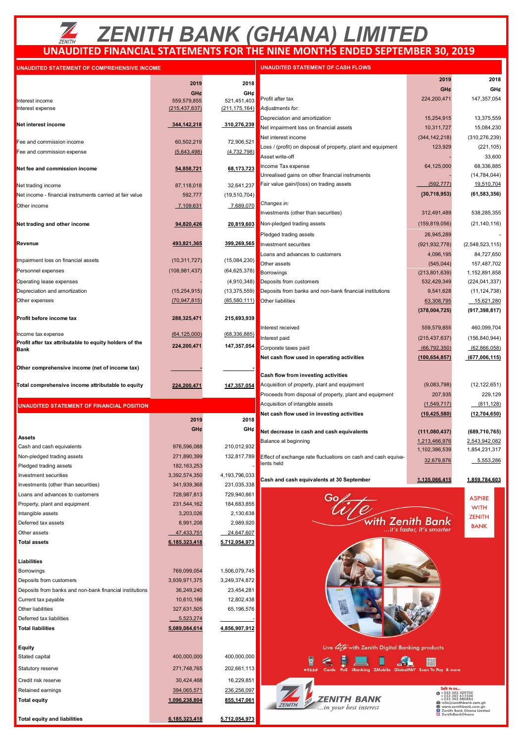# ZENITH BANK (GHANA) LIMITED

## UNAUDITED FINANCIAL STATEMENTS FOR THE NINE MONTHS ENDED SEPTEMBER 30, 2019

### UNAUDITED STATEMENT OF COMPREHENSIVE INCOME

| | 2019 | 2018 |
|---|---|---|
| | GH¢ | GH¢ |
| Interest income | 559,579,855 | 521,451,403 |
| Interest expense | (215,437,637) | (211,175,164) |
| **Net interest income** | **344,142,218** | **310,276,239** |
| Fee and commission income | 60,502,219 | 72,906,521 |
| Fee and commission expense | (5,643,498) | (4,732,798) |
| **Net fee and commission income** | **54,858,721** | **68,173,723** |
| Net trading income | 87,118,018 | 32,641,237 |
| Net income - financial instruments carried at fair value | 592,777 | (19,510,704) |
| Other income | 7,109,631 | 7,689,070 |
| **Net trading and other income** | **94,820,426** | **20,819,603** |
| **Revenue** | **493,821,365** | **399,269,565** |
| Impairment loss on financial assets | (10,311,727) | (15,084,230) |
| Personnel expenses | (108,981,437) | (64,625,378) |
| Operating lease expenses | - | (4,910,348) |
| Depreciation and amortization | (15,254,915) | (13,375,559) |
| Other expenses | (70,947,815) | (85,580,111) |
| **Profit before income tax** | **288,325,471** | **215,693,939** |
| Income tax expense | (64,125,000) | (68,336,885) |
| **Profit after tax attributable to equity holders of the Bank** | **224,200,471** | **147,357,054** |
| **Other comprehensive income (net of income tax)** | - | - |
| **Total comprehensive income attributable to equity** | **224,200,471** | **147,357,054** |

### UNAUDITED STATEMENT OF FINANCIAL POSITION

| | 2019 | 2018 |
|---|---|---|
| | GH¢ | GH¢ |
| **Assets** | | |
| Cash and cash equivalents | 976,596,088 | 210,012,932 |
| Non-pledged trading assets | 271,890,399 | 132,817,789 |
| Pledged trading assets | 182,163,253 | - |
| Investment securities | 3,392,574,350 | 4,193,796,033 |
| Investments (other than securities) | 341,939,368 | 231,035,338 |
| Loans and advances to customers | 728,987,813 | 729,940,861 |
| Property, plant and equipment | 231,544,162 | 184,683,855 |
| Intangible assets | 3,203,026 | 2,130,638 |
| Deferred tax assets | 8,991,208 | 2,989,920 |
| Other assets | 47,433,751 | 24,647,607 |
| **Total assets** | **6,185,323,418** | **5,712,054,973** |
| **Liabilities** | | |
| Borrowings | 769,099,054 | 1,506,079,745 |
| Deposits from customers | 3,939,971,375 | 3,249,374,872 |
| Deposits from banks and non-bank financial institutions | 36,249,240 | 23,454,281 |
| Current tax payable | 10,610,166 | 12,802,438 |
| Other liabilities | 327,631,505 | 65,196,576 |
| Deferred tax liabilities | 5,523,274 | - |
| **Total liabilities** | **5,089,084,614** | **4,856,907,912** |
| **Equity** | | |
| Stated capital | 400,000,000 | 400,000,000 |
| Statutory reserve | 271,748,765 | 202,661,113 |
| Credit risk reserve | 30,424,468 | 16,229,851 |
| Retained earnings | 394,065,571 | 236,256,097 |
| **Total equity** | **1,096,238,804** | **855,147,061** |
| **Total equity and liabilities** | **6,185,323,418** | **5,712,054,973** |

### UNAUDITED STATEMENT OF CASH FLOWS

| | 2019 | 2018 |
|---|---|---|
| | GH¢ | GH¢ |
| Profit after tax | 224,200,471 | 147,357,054 |
| *Adjustments for:* | | |
| Depreciation and amortization | 15,254,915 | 13,375,559 |
| Net impairment loss on financial assets | 10,311,727 | 15,084,230 |
| Net interest income | (344,142,218) | (310,276,239) |
| Loss / (profit) on disposal of property, plant and equipment | 123,929 | (221,105) |
| Asset write-off | - | 33,600 |
| Income Tax expense | 64,125,000 | 68,336,885 |
| Unrealised gains on other financial instruments | - | (14,784,044) |
| Fair value gain/(loss) on trading assets | (592,777) | 19,510,704 |
| | **(30,718,953)** | **(61,583,356)** |
| *Changes in:* | | |
| Investments (other than securities) | 312,491,489 | 538,285,355 |
| Non-pledged trading assets | (159,819,056) | (21,140,116) |
| Pledged trading assets | 26,945,289 | - |
| Investment securities | (921,932,778) | (2,548,523,115) |
| Loans and advances to customers | 4,096,195 | 84,727,650 |
| Other assets | (545,044) | 157,487,702 |
| Borrowings | (213,801,639) | 1,152,891,858 |
| Deposits from customers | 532,429,349 | (224,041,337) |
| Deposits from banks and non-bank financial institutions | 9,541,628 | (11,124,738) |
| Other liabilities | 63,308,795 | 15,621,280 |
| | **(378,004,725)** | **(917,398,817)** |
| Interest received | 559,579,855 | 460,099,704 |
| Interest paid | (215,437,637) | (156,840,944) |
| Corporate taxes paid | (66,792,350) | (62,866,058) |
| **Net cash flow used in operating activities** | **(100,654,857)** | **(677,006,115)** |
| **Cash flow from investing activities** | | |
| Acquisition of property, plant and equipment | (9,083,798) | (12,122,651) |
| Proceeds from disposal of property, plant and equipment | 207,935 | 229,129 |
| Acquisition of intangible assets | (1,549,717) | (811,128) |
| **Net cash flow used in investing activities** | **(10,425,580)** | **(12,704,650)** |
| **Net decrease in cash and cash equivalents** | **(111,080,437)** | **(689,710,765)** |
| Balance at beginning | 1,213,466,976 | 2,543,942,082 |
| | 1,102,386,539 | 1,854,231,317 |
| Effect of exchange rate fluctuations on cash and cash equivalents held | 32,679,876 | 5,553,286 |
| **Cash and cash equivalents at 30 September** | **1,135,066,415** | **1,859,784,603** |

Go lite with Zenith Bank ...it's faster, it's smarter

ASPIRE WITH ZENITH BANK

Live lite with Zenith Digital Banking products

*966# Cards PoS iBanking ZMobile GlobalPAY Scan To Pay & more

ZENITH BANK ...in your best interest

Talk to us... +233 302 429700 +233 302 611500 +233 302 680884 info@zenithbank.com.gh www.zenithbank.com.gh Zenith Bank Ghana Limited ZenithBankGhana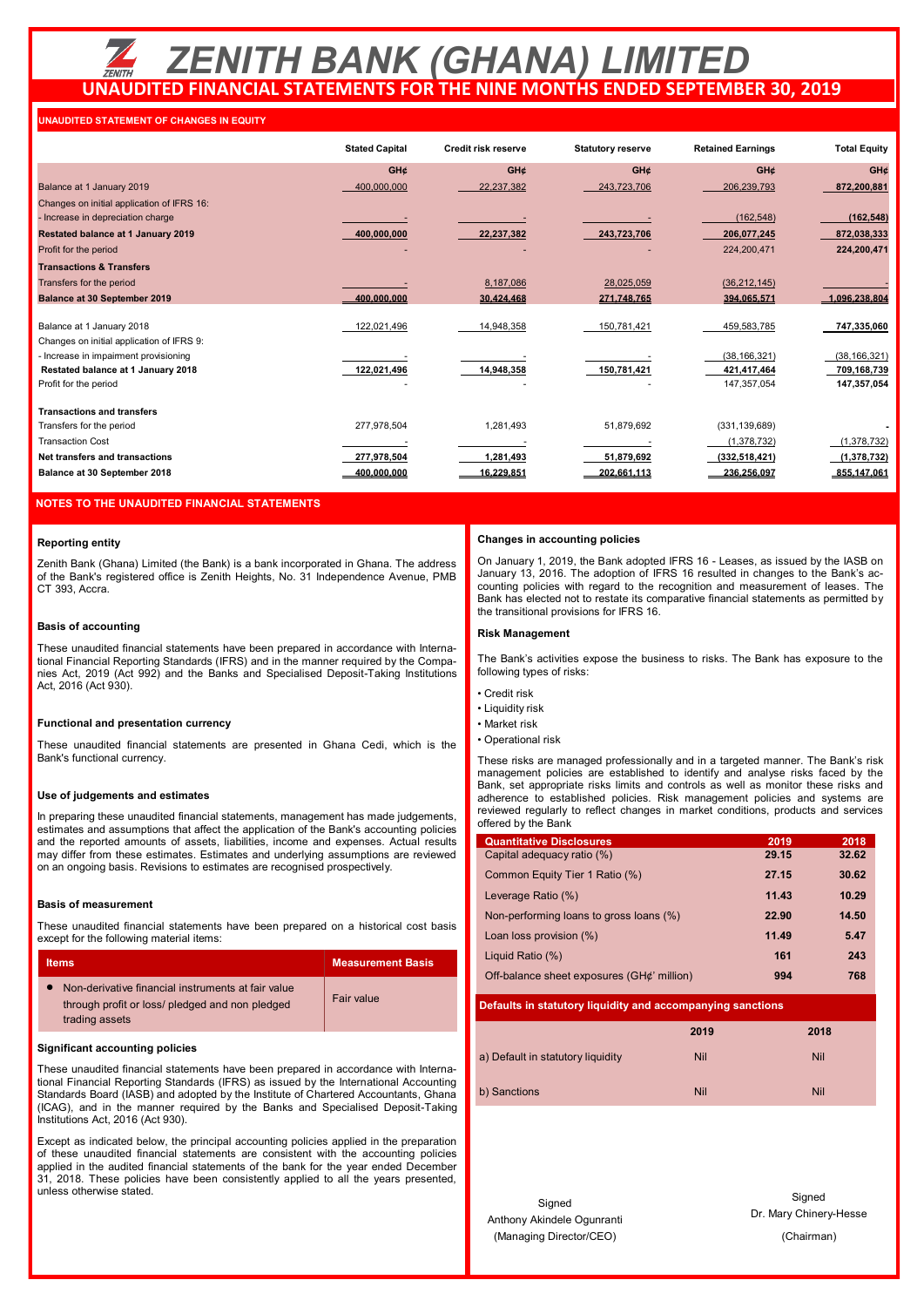# ZENITH BANK (GHANA) LIMITED

## UNAUDITED FINANCIAL STATEMENTS FOR THE NINE MONTHS ENDED SEPTEMBER 30, 2019

### UNAUDITED STATEMENT OF CHANGES IN EQUITY

| | Stated Capital | Credit risk reserve | Statutory reserve | Retained Earnings | Total Equity |
|---|---|---|---|---|---|
| | GH¢ | GH¢ | GH¢ | GH¢ | GH¢ |
| Balance at 1 January 2019 | 400,000,000 | 22,237,382 | 243,723,706 | 206,239,793 | 872,200,881 |
| Changes on initial application of IFRS 16: | | | | | |
| - Increase in depreciation charge | - | - | - | (162,548) | (162,548) |
| **Restated balance at 1 January 2019** | **400,000,000** | **22,237,382** | **243,723,706** | **206,077,245** | **872,038,333** |
| Profit for the period | - | - | - | 224,200,471 | 224,200,471 |
| **Transactions & Transfers** | | | | | |
| Transfers for the period | - | 8,187,086 | 28,025,059 | (36,212,145) | - |
| **Balance at 30 September 2019** | **400,000,000** | **30,424,468** | **271,748,765** | **394,065,571** | **1,096,238,804** |
| | | | | | |
| Balance at 1 January 2018 | 122,021,496 | 14,948,358 | 150,781,421 | 459,583,785 | 747,335,060 |
| Changes on initial application of IFRS 9: | | | | | |
| - Increase in impairment provisioning | - | - | - | (38,166,321) | (38,166,321) |
| **Restated balance at 1 January 2018** | **122,021,496** | **14,948,358** | **150,781,421** | **421,417,464** | **709,168,739** |
| Profit for the period | - | - | - | 147,357,054 | 147,357,054 |
| **Transactions and transfers** | | | | | |
| Transfers for the period | 277,978,504 | 1,281,493 | 51,879,692 | (331,139,689) | - |
| Transaction Cost | - | - | - | (1,378,732) | (1,378,732) |
| **Net transfers and transactions** | **277,978,504** | **1,281,493** | **51,879,692** | **(332,518,421)** | **(1,378,732)** |
| **Balance at 30 September 2018** | **400,000,000** | **16,229,851** | **202,661,113** | **236,256,097** | **855,147,061** |

### NOTES TO THE UNAUDITED FINANCIAL STATEMENTS

#### Reporting entity

Zenith Bank (Ghana) Limited (the Bank) is a bank incorporated in Ghana. The address of the Bank's registered office is Zenith Heights, No. 31 Independence Avenue, PMB CT 393, Accra.

#### Basis of accounting

These unaudited financial statements have been prepared in accordance with International Financial Reporting Standards (IFRS) and in the manner required by the Companies Act, 2019 (Act 992) and the Banks and Specialised Deposit-Taking Institutions Act, 2016 (Act 930).

#### Functional and presentation currency

These unaudited financial statements are presented in Ghana Cedi, which is the Bank's functional currency.

#### Use of judgements and estimates

In preparing these unaudited financial statements, management has made judgements, estimates and assumptions that affect the application of the Bank's accounting policies and the reported amounts of assets, liabilities, income and expenses. Actual results may differ from these estimates. Estimates and underlying assumptions are reviewed on an ongoing basis. Revisions to estimates are recognised prospectively.

#### Basis of measurement

These unaudited financial statements have been prepared on a historical cost basis except for the following material items:

| Items | Measurement Basis |
|---|---|
| • Non-derivative financial instruments at fair value through profit or loss/ pledged and non pledged trading assets | Fair value |

#### Significant accounting policies

These unaudited financial statements have been prepared in accordance with International Financial Reporting Standards (IFRS) as issued by the International Accounting Standards Board (IASB) and adopted by the Institute of Chartered Accountants, Ghana (ICAG), and in the manner required by the Banks and Specialised Deposit-Taking Institutions Act, 2016 (Act 930).

Except as indicated below, the principal accounting policies applied in the preparation of these unaudited financial statements are consistent with the accounting policies applied in the audited financial statements of the bank for the year ended December 31, 2018. These policies have been consistently applied to all the years presented, unless otherwise stated.

#### Changes in accounting policies

On January 1, 2019, the Bank adopted IFRS 16 - Leases, as issued by the IASB on January 13, 2016. The adoption of IFRS 16 resulted in changes to the Bank's accounting policies with regard to the recognition and measurement of leases. The Bank has elected not to restate its comparative financial statements as permitted by the transitional provisions for IFRS 16.

#### Risk Management

The Bank's activities expose the business to risks. The Bank has exposure to the following types of risks:

- Credit risk
- Liquidity risk
- Market risk
- Operational risk

These risks are managed professionally and in a targeted manner. The Bank's risk management policies are established to identify and analyse risks faced by the Bank, set appropriate risks limits and controls as well as monitor these risks and adherence to established policies. Risk management policies and systems are reviewed regularly to reflect changes in market conditions, products and services offered by the Bank

| Quantitative Disclosures | 2019 | 2018 |
|---|---|---|
| Capital adequacy ratio (%) | 29.15 | 32.62 |
| Common Equity Tier 1 Ratio (%) | 27.15 | 30.62 |
| Leverage Ratio (%) | 11.43 | 10.29 |
| Non-performing loans to gross loans (%) | 22.90 | 14.50 |
| Loan loss provision (%) | 11.49 | 5.47 |
| Liquid Ratio (%) | 161 | 243 |
| Off-balance sheet exposures (GH¢' million) | 994 | 768 |

#### Defaults in statutory liquidity and accompanying sanctions

| | 2019 | 2018 |
|---|---|---|
| a) Default in statutory liquidity | Nil | Nil |
| b) Sanctions | Nil | Nil |

Signed
Anthony Akindele Ogunranti
(Managing Director/CEO)

Signed
Dr. Mary Chinery-Hesse
(Chairman)